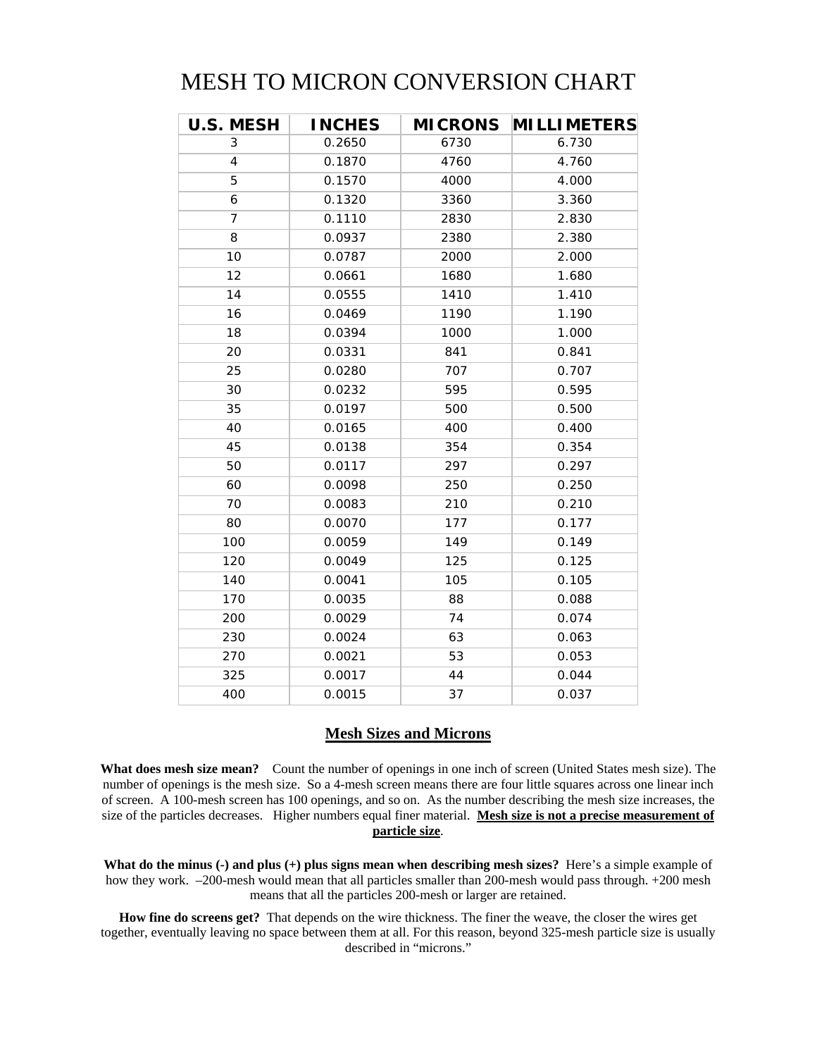# MESH TO MICRON CONVERSION CHART

| U.S. MESH | INCHES | MICRONS | MILLIMETERS |
|---|---|---|---|
| 3 | 0.2650 | 6730 | 6.730 |
| 4 | 0.1870 | 4760 | 4.760 |
| 5 | 0.1570 | 4000 | 4.000 |
| 6 | 0.1320 | 3360 | 3.360 |
| 7 | 0.1110 | 2830 | 2.830 |
| 8 | 0.0937 | 2380 | 2.380 |
| 10 | 0.0787 | 2000 | 2.000 |
| 12 | 0.0661 | 1680 | 1.680 |
| 14 | 0.0555 | 1410 | 1.410 |
| 16 | 0.0469 | 1190 | 1.190 |
| 18 | 0.0394 | 1000 | 1.000 |
| 20 | 0.0331 | 841 | 0.841 |
| 25 | 0.0280 | 707 | 0.707 |
| 30 | 0.0232 | 595 | 0.595 |
| 35 | 0.0197 | 500 | 0.500 |
| 40 | 0.0165 | 400 | 0.400 |
| 45 | 0.0138 | 354 | 0.354 |
| 50 | 0.0117 | 297 | 0.297 |
| 60 | 0.0098 | 250 | 0.250 |
| 70 | 0.0083 | 210 | 0.210 |
| 80 | 0.0070 | 177 | 0.177 |
| 100 | 0.0059 | 149 | 0.149 |
| 120 | 0.0049 | 125 | 0.125 |
| 140 | 0.0041 | 105 | 0.105 |
| 170 | 0.0035 | 88 | 0.088 |
| 200 | 0.0029 | 74 | 0.074 |
| 230 | 0.0024 | 63 | 0.063 |
| 270 | 0.0021 | 53 | 0.053 |
| 325 | 0.0017 | 44 | 0.044 |
| 400 | 0.0015 | 37 | 0.037 |

## Mesh Sizes and Microns

**What does mesh size mean?** Count the number of openings in one inch of screen (United States mesh size). The number of openings is the mesh size. So a 4-mesh screen means there are four little squares across one linear inch of screen. A 100-mesh screen has 100 openings, and so on. As the number describing the mesh size increases, the size of the particles decreases. Higher numbers equal finer material. **Mesh size is not a precise measurement of particle size**.

**What do the minus (-) and plus (+) plus signs mean when describing mesh sizes?** Here's a simple example of how they work. –200-mesh would mean that all particles smaller than 200-mesh would pass through. +200 mesh means that all the particles 200-mesh or larger are retained.

**How fine do screens get?** That depends on the wire thickness. The finer the weave, the closer the wires get together, eventually leaving no space between them at all. For this reason, beyond 325-mesh particle size is usually described in "microns."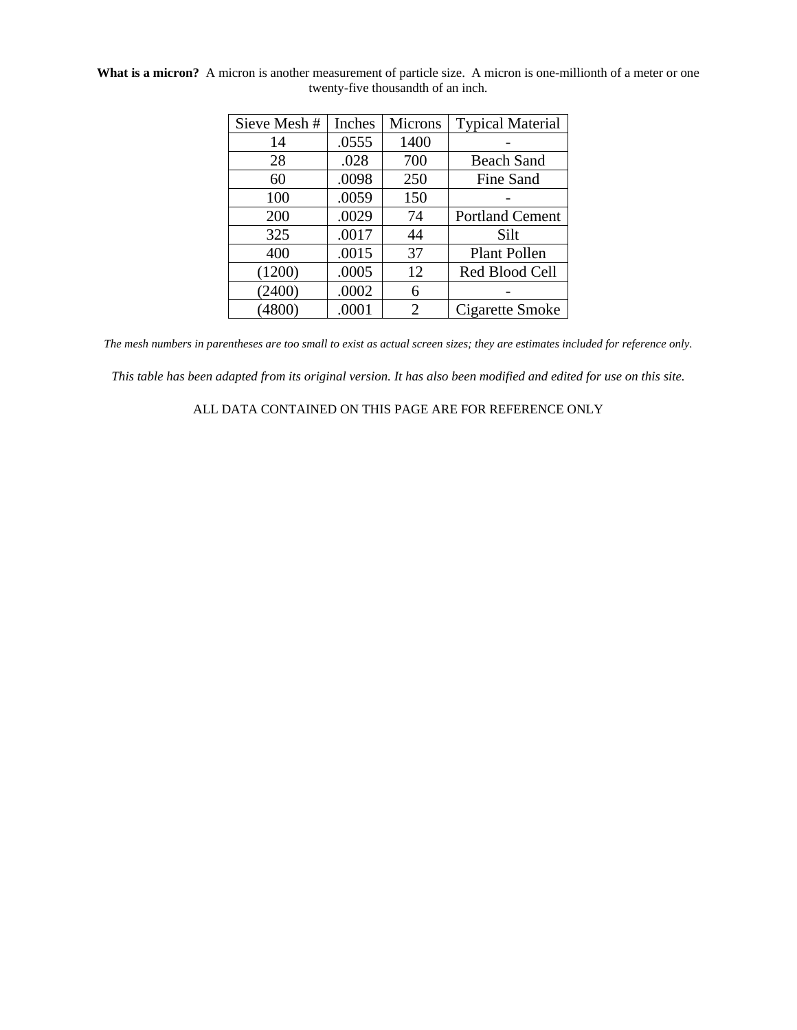**What is a micron?** A micron is another measurement of particle size. A micron is one-millionth of a meter or one twenty-five thousandth of an inch.

| Sieve Mesh # | Inches | Microns | Typical Material |
|---|---|---|---|
| 14 | .0555 | 1400 | - |
| 28 | .028 | 700 | Beach Sand |
| 60 | .0098 | 250 | Fine Sand |
| 100 | .0059 | 150 | - |
| 200 | .0029 | 74 | Portland Cement |
| 325 | .0017 | 44 | Silt |
| 400 | .0015 | 37 | Plant Pollen |
| (1200) | .0005 | 12 | Red Blood Cell |
| (2400) | .0002 | 6 | - |
| (4800) | .0001 | 2 | Cigarette Smoke |

*The mesh numbers in parentheses are too small to exist as actual screen sizes; they are estimates included for reference only.*

*This table has been adapted from its original version. It has also been modified and edited for use on this site.*

ALL DATA CONTAINED ON THIS PAGE ARE FOR REFERENCE ONLY